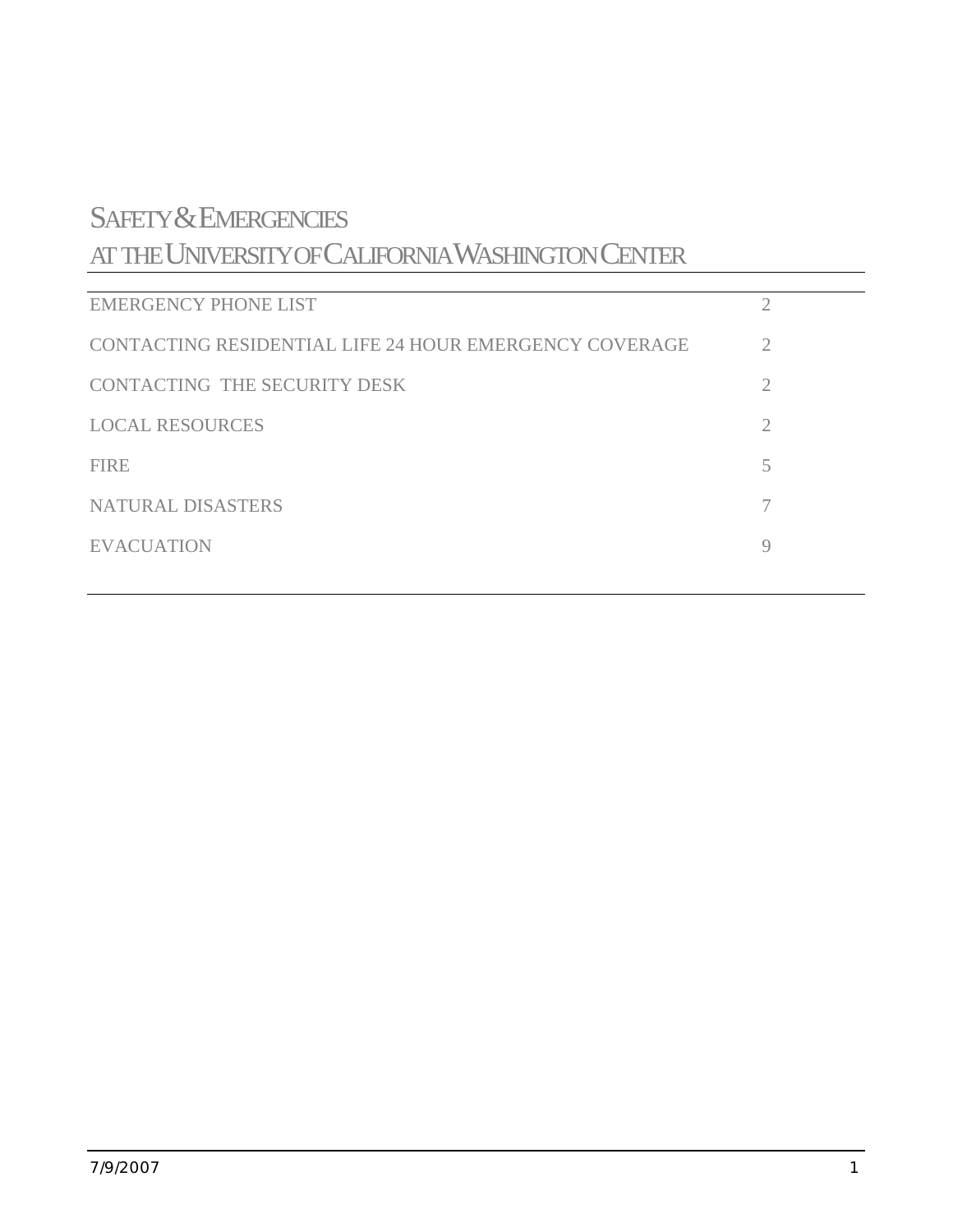# SAFETY & EMERGENCIES AT THE UNIVERSITY OF CALIFORNIA WASHINGTON CENTER

| | |
|---|---|
| EMERGENCY PHONE LIST | 2 |
| CONTACTING RESIDENTIAL LIFE 24 HOUR EMERGENCY COVERAGE | 2 |
| CONTACTING THE SECURITY DESK | 2 |
| LOCAL RESOURCES | 2 |
| FIRE | 5 |
| NATURAL DISASTERS | 7 |
| EVACUATION | 9 |

7/9/2007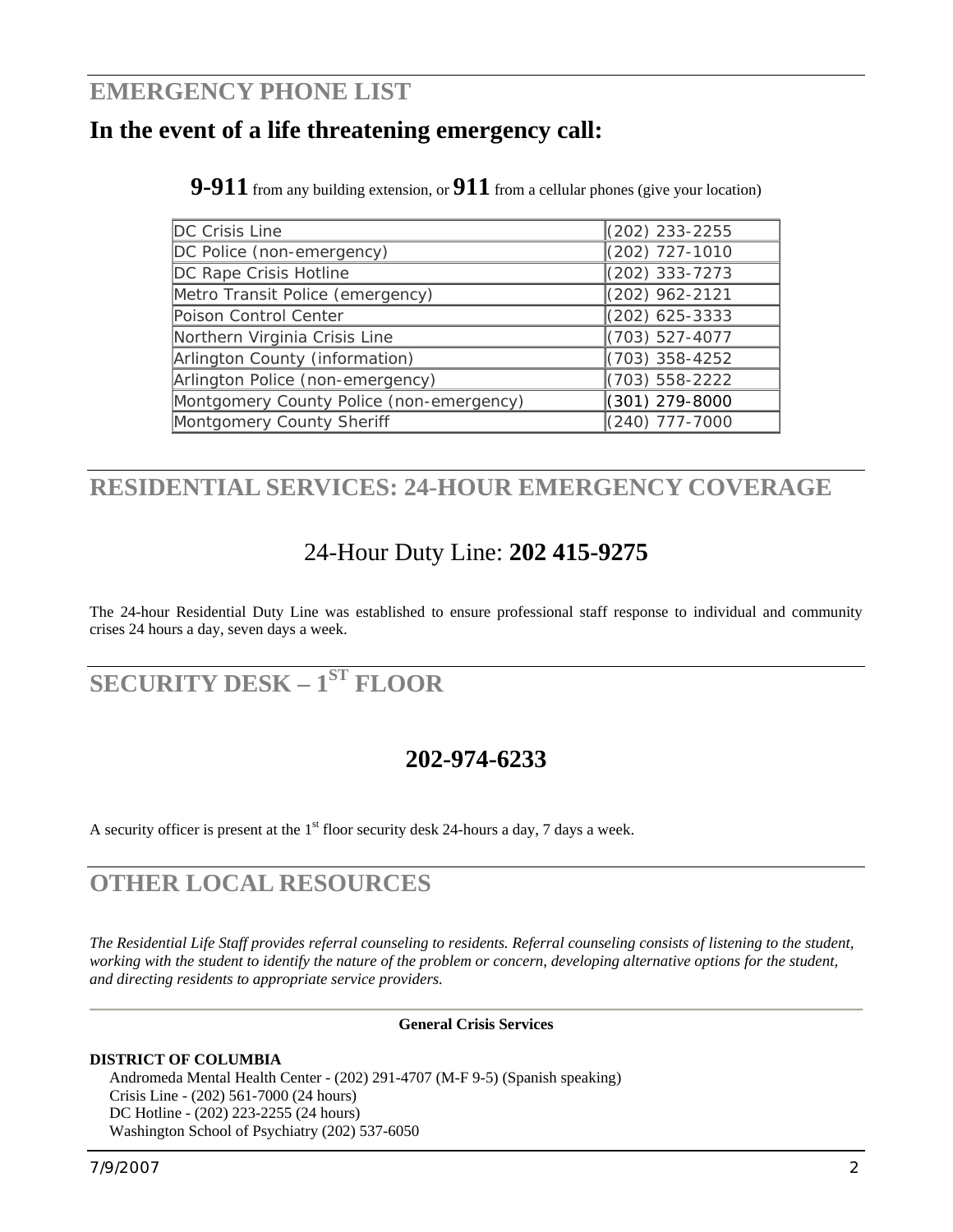## EMERGENCY PHONE LIST

## In the event of a life threatening emergency call:

**9-911** from any building extension, or **911** from a cellular phones (give your location)

| | |
|---|---|
| DC Crisis Line | (202) 233-2255 |
| DC Police (non-emergency) | (202) 727-1010 |
| DC Rape Crisis Hotline | (202) 333-7273 |
| Metro Transit Police (emergency) | (202) 962-2121 |
| Poison Control Center | (202) 625-3333 |
| Northern Virginia Crisis Line | (703) 527-4077 |
| Arlington County (information) | (703) 358-4252 |
| Arlington Police (non-emergency) | (703) 558-2222 |
| Montgomery County Police (non-emergency) | (301) 279-8000 |
| Montgomery County Sheriff | (240) 777-7000 |

## RESIDENTIAL SERVICES: 24-HOUR EMERGENCY COVERAGE

### 24-Hour Duty Line: **202 415-9275**

The 24-hour Residential Duty Line was established to ensure professional staff response to individual and community crises 24 hours a day, seven days a week.

## SECURITY DESK – 1ST FLOOR

### 202-974-6233

A security officer is present at the 1st floor security desk 24-hours a day, 7 days a week.

## OTHER LOCAL RESOURCES

*The Residential Life Staff provides referral counseling to residents. Referral counseling consists of listening to the student, working with the student to identify the nature of the problem or concern, developing alternative options for the student, and directing residents to appropriate service providers.*

**General Crisis Services**

**DISTRICT OF COLUMBIA**

Andromeda Mental Health Center - (202) 291-4707 (M-F 9-5) (Spanish speaking)
Crisis Line - (202) 561-7000 (24 hours)
DC Hotline - (202) 223-2255 (24 hours)
Washington School of Psychiatry (202) 537-6050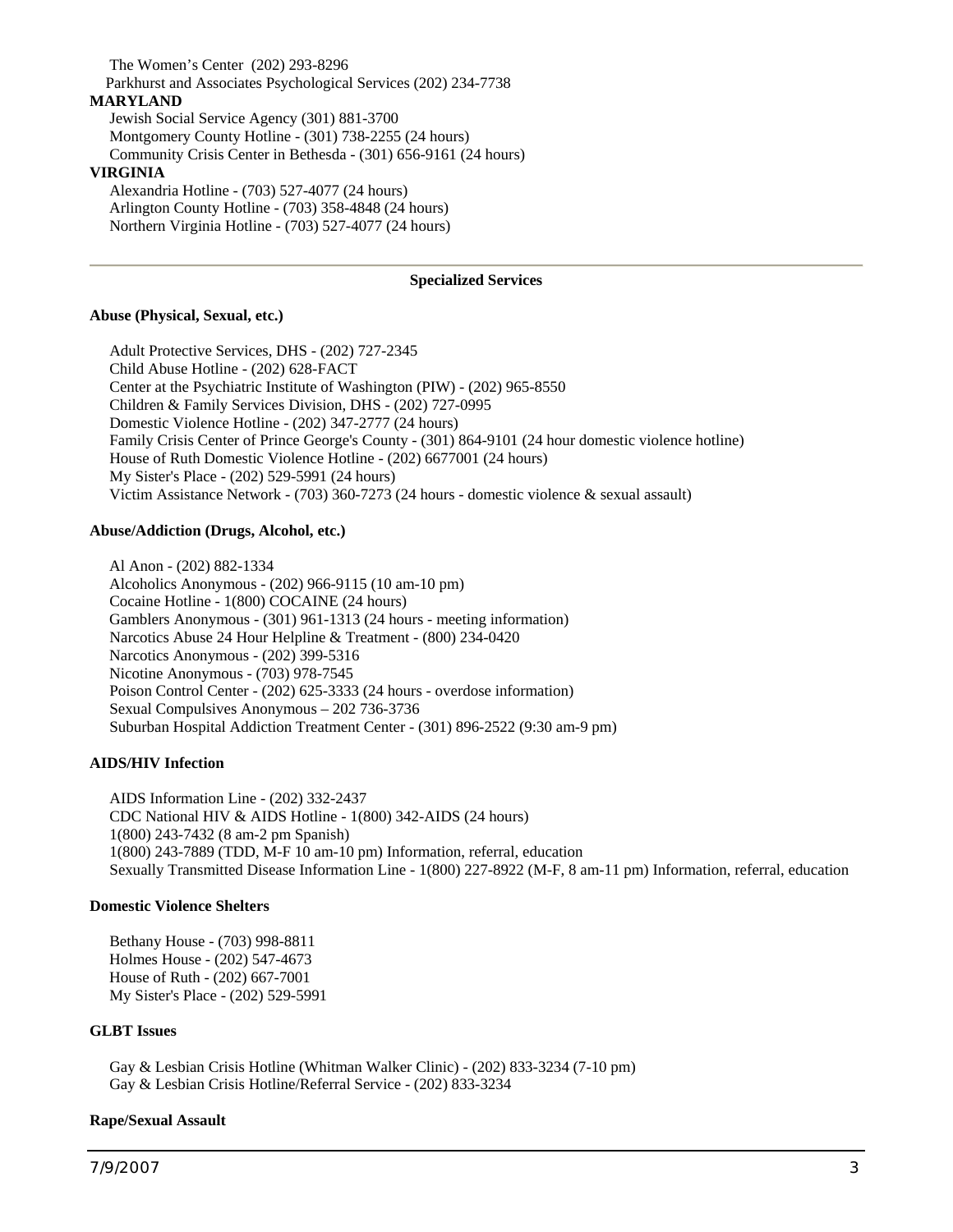The Women's Center (202) 293-8296

Parkhurst and Associates Psychological Services (202) 234-7738

**MARYLAND**

Jewish Social Service Agency (301) 881-3700

Montgomery County Hotline - (301) 738-2255 (24 hours)

Community Crisis Center in Bethesda - (301) 656-9161 (24 hours)

**VIRGINIA**

Alexandria Hotline - (703) 527-4077 (24 hours)

Arlington County Hotline - (703) 358-4848 (24 hours)

Northern Virginia Hotline - (703) 527-4077 (24 hours)

---

## Specialized Services

### Abuse (Physical, Sexual, etc.)

Adult Protective Services, DHS - (202) 727-2345

Child Abuse Hotline - (202) 628-FACT

Center at the Psychiatric Institute of Washington (PIW) - (202) 965-8550

Children & Family Services Division, DHS - (202) 727-0995

Domestic Violence Hotline - (202) 347-2777 (24 hours)

Family Crisis Center of Prince George's County - (301) 864-9101 (24 hour domestic violence hotline)

House of Ruth Domestic Violence Hotline - (202) 6677001 (24 hours)

My Sister's Place - (202) 529-5991 (24 hours)

Victim Assistance Network - (703) 360-7273 (24 hours - domestic violence & sexual assault)

### Abuse/Addiction (Drugs, Alcohol, etc.)

Al Anon - (202) 882-1334

Alcoholics Anonymous - (202) 966-9115 (10 am-10 pm)

Cocaine Hotline - 1(800) COCAINE (24 hours)

Gamblers Anonymous - (301) 961-1313 (24 hours - meeting information)

Narcotics Abuse 24 Hour Helpline & Treatment - (800) 234-0420

Narcotics Anonymous - (202) 399-5316

Nicotine Anonymous - (703) 978-7545

Poison Control Center - (202) 625-3333 (24 hours - overdose information)

Sexual Compulsives Anonymous – 202 736-3736

Suburban Hospital Addiction Treatment Center - (301) 896-2522 (9:30 am-9 pm)

### AIDS/HIV Infection

AIDS Information Line - (202) 332-2437

CDC National HIV & AIDS Hotline - 1(800) 342-AIDS (24 hours)

1(800) 243-7432 (8 am-2 pm Spanish)

1(800) 243-7889 (TDD, M-F 10 am-10 pm) Information, referral, education

Sexually Transmitted Disease Information Line - 1(800) 227-8922 (M-F, 8 am-11 pm) Information, referral, education

### Domestic Violence Shelters

Bethany House - (703) 998-8811

Holmes House - (202) 547-4673

House of Ruth - (202) 667-7001

My Sister's Place - (202) 529-5991

### GLBT Issues

Gay & Lesbian Crisis Hotline (Whitman Walker Clinic) - (202) 833-3234 (7-10 pm)

Gay & Lesbian Crisis Hotline/Referral Service - (202) 833-3234

### Rape/Sexual Assault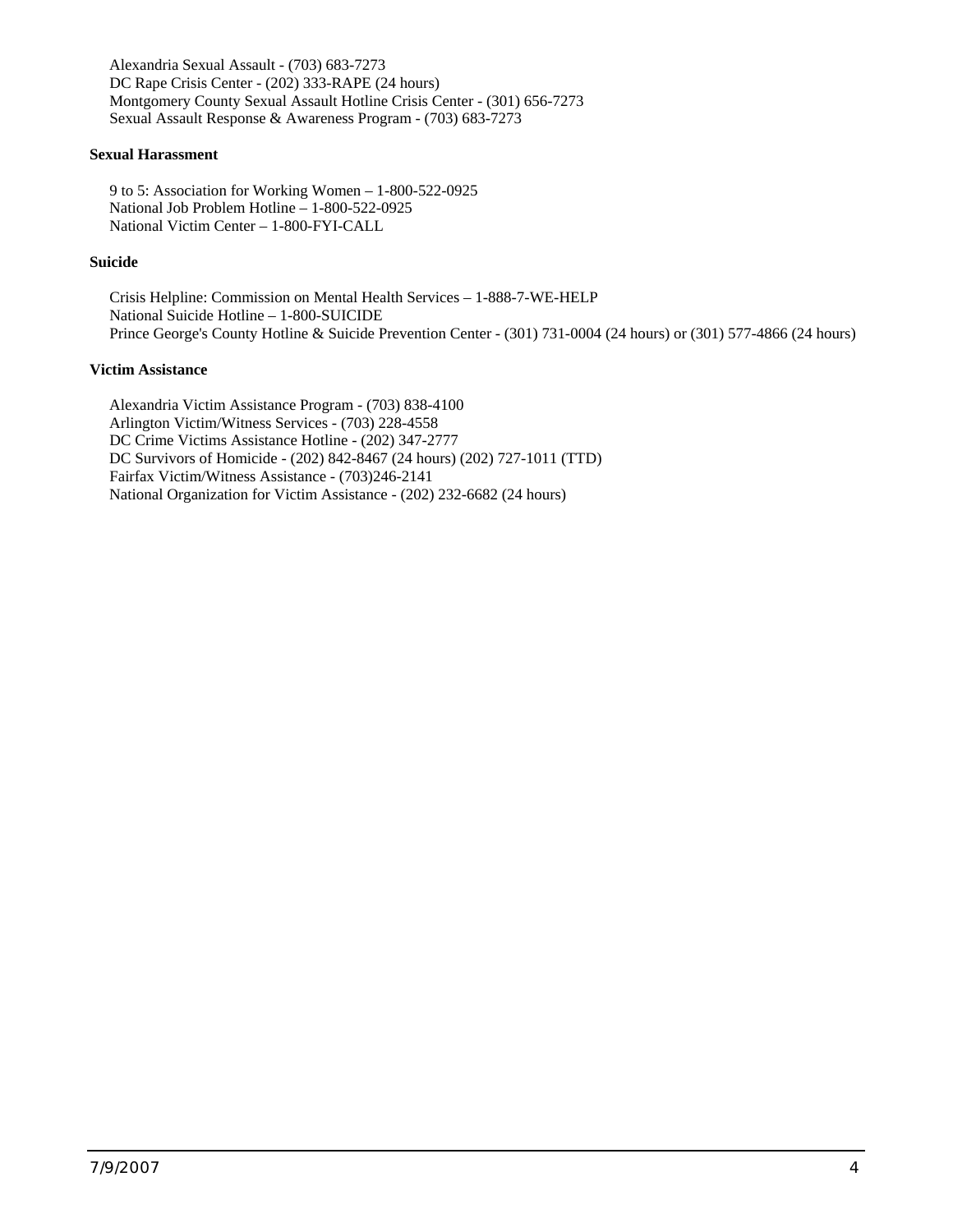Alexandria Sexual Assault - (703) 683-7273
DC Rape Crisis Center - (202) 333-RAPE (24 hours)
Montgomery County Sexual Assault Hotline Crisis Center - (301) 656-7273
Sexual Assault Response & Awareness Program - (703) 683-7273

**Sexual Harassment**

9 to 5: Association for Working Women – 1-800-522-0925
National Job Problem Hotline – 1-800-522-0925
National Victim Center – 1-800-FYI-CALL

**Suicide**

Crisis Helpline: Commission on Mental Health Services – 1-888-7-WE-HELP
National Suicide Hotline – 1-800-SUICIDE
Prince George's County Hotline & Suicide Prevention Center - (301) 731-0004 (24 hours) or (301) 577-4866 (24 hours)

**Victim Assistance**

Alexandria Victim Assistance Program - (703) 838-4100
Arlington Victim/Witness Services - (703) 228-4558
DC Crime Victims Assistance Hotline - (202) 347-2777
DC Survivors of Homicide - (202) 842-8467 (24 hours) (202) 727-1011 (TTD)
Fairfax Victim/Witness Assistance - (703)246-2141
National Organization for Victim Assistance - (202) 232-6682 (24 hours)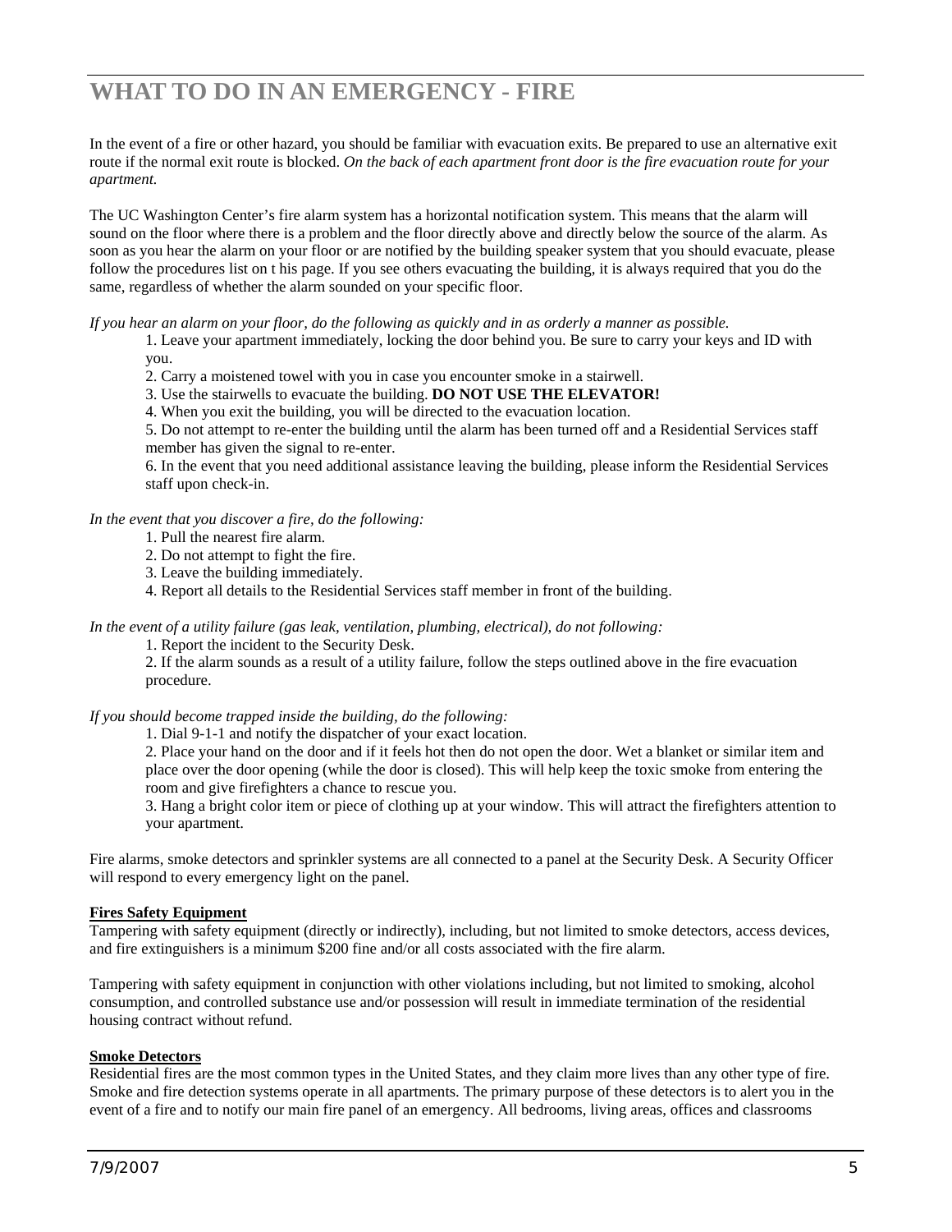# WHAT TO DO IN AN EMERGENCY - FIRE

In the event of a fire or other hazard, you should be familiar with evacuation exits. Be prepared to use an alternative exit route if the normal exit route is blocked. *On the back of each apartment front door is the fire evacuation route for your apartment.*

The UC Washington Center's fire alarm system has a horizontal notification system. This means that the alarm will sound on the floor where there is a problem and the floor directly above and directly below the source of the alarm. As soon as you hear the alarm on your floor or are notified by the building speaker system that you should evacuate, please follow the procedures list on t his page. If you see others evacuating the building, it is always required that you do the same, regardless of whether the alarm sounded on your specific floor.

*If you hear an alarm on your floor, do the following as quickly and in as orderly a manner as possible.*

1. Leave your apartment immediately, locking the door behind you. Be sure to carry your keys and ID with you.
2. Carry a moistened towel with you in case you encounter smoke in a stairwell.
3. Use the stairwells to evacuate the building. **DO NOT USE THE ELEVATOR!**
4. When you exit the building, you will be directed to the evacuation location.
5. Do not attempt to re-enter the building until the alarm has been turned off and a Residential Services staff member has given the signal to re-enter.
6. In the event that you need additional assistance leaving the building, please inform the Residential Services staff upon check-in.

*In the event that you discover a fire, do the following:*

1. Pull the nearest fire alarm.
2. Do not attempt to fight the fire.
3. Leave the building immediately.
4. Report all details to the Residential Services staff member in front of the building.

*In the event of a utility failure (gas leak, ventilation, plumbing, electrical), do not following:*

1. Report the incident to the Security Desk.
2. If the alarm sounds as a result of a utility failure, follow the steps outlined above in the fire evacuation procedure.

*If you should become trapped inside the building, do the following:*

1. Dial 9-1-1 and notify the dispatcher of your exact location.
2. Place your hand on the door and if it feels hot then do not open the door. Wet a blanket or similar item and place over the door opening (while the door is closed). This will help keep the toxic smoke from entering the room and give firefighters a chance to rescue you.
3. Hang a bright color item or piece of clothing up at your window. This will attract the firefighters attention to your apartment.

Fire alarms, smoke detectors and sprinkler systems are all connected to a panel at the Security Desk. A Security Officer will respond to every emergency light on the panel.

**Fires Safety Equipment**

Tampering with safety equipment (directly or indirectly), including, but not limited to smoke detectors, access devices, and fire extinguishers is a minimum $200 fine and/or all costs associated with the fire alarm.

Tampering with safety equipment in conjunction with other violations including, but not limited to smoking, alcohol consumption, and controlled substance use and/or possession will result in immediate termination of the residential housing contract without refund.

**Smoke Detectors**

Residential fires are the most common types in the United States, and they claim more lives than any other type of fire. Smoke and fire detection systems operate in all apartments. The primary purpose of these detectors is to alert you in the event of a fire and to notify our main fire panel of an emergency. All bedrooms, living areas, offices and classrooms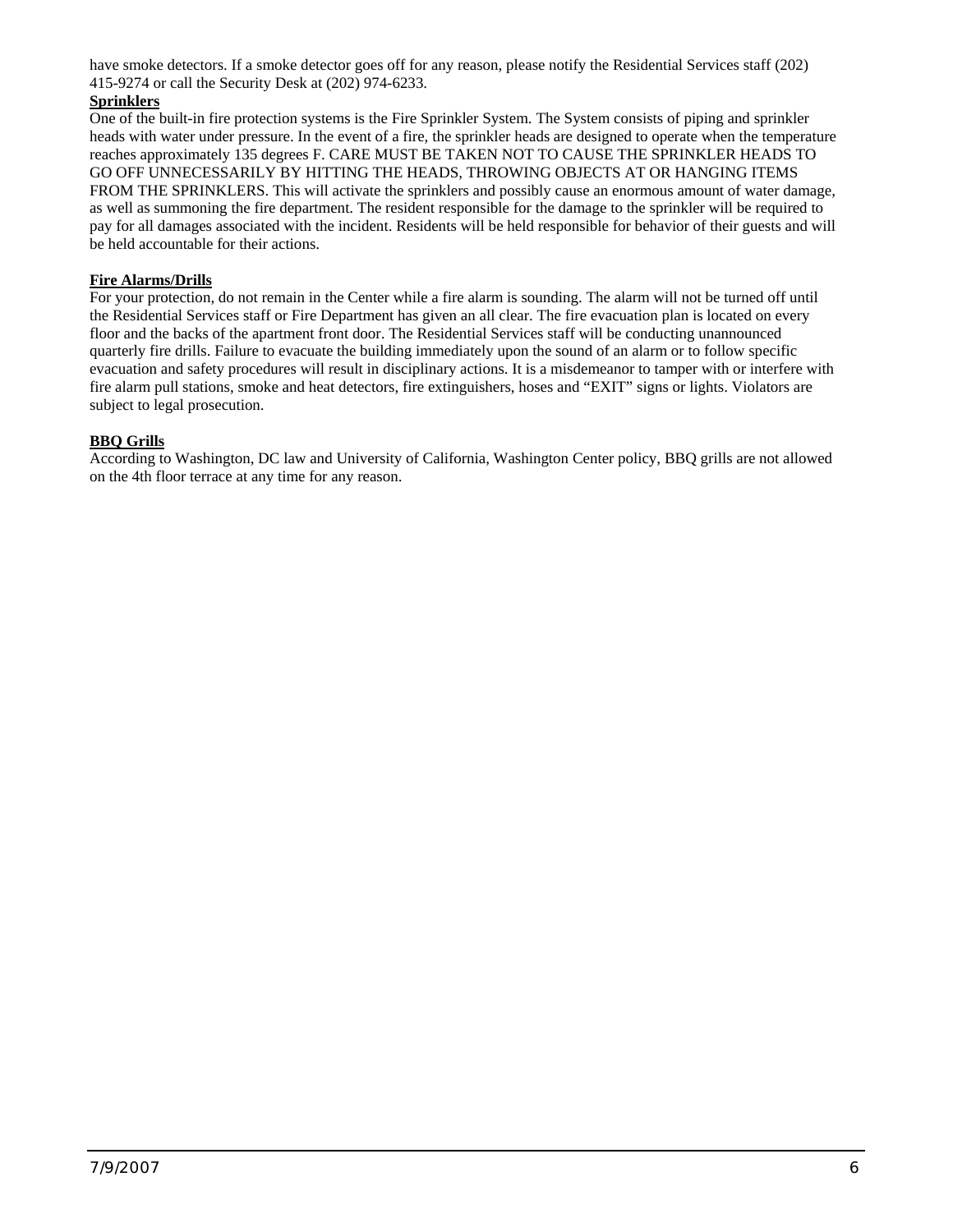have smoke detectors. If a smoke detector goes off for any reason, please notify the Residential Services staff (202) 415-9274 or call the Security Desk at (202) 974-6233.

**Sprinklers**

One of the built-in fire protection systems is the Fire Sprinkler System. The System consists of piping and sprinkler heads with water under pressure. In the event of a fire, the sprinkler heads are designed to operate when the temperature reaches approximately 135 degrees F. CARE MUST BE TAKEN NOT TO CAUSE THE SPRINKLER HEADS TO GO OFF UNNECESSARILY BY HITTING THE HEADS, THROWING OBJECTS AT OR HANGING ITEMS FROM THE SPRINKLERS. This will activate the sprinklers and possibly cause an enormous amount of water damage, as well as summoning the fire department. The resident responsible for the damage to the sprinkler will be required to pay for all damages associated with the incident. Residents will be held responsible for behavior of their guests and will be held accountable for their actions.

**Fire Alarms/Drills**

For your protection, do not remain in the Center while a fire alarm is sounding. The alarm will not be turned off until the Residential Services staff or Fire Department has given an all clear. The fire evacuation plan is located on every floor and the backs of the apartment front door. The Residential Services staff will be conducting unannounced quarterly fire drills. Failure to evacuate the building immediately upon the sound of an alarm or to follow specific evacuation and safety procedures will result in disciplinary actions. It is a misdemeanor to tamper with or interfere with fire alarm pull stations, smoke and heat detectors, fire extinguishers, hoses and "EXIT" signs or lights. Violators are subject to legal prosecution.

**BBQ Grills**

According to Washington, DC law and University of California, Washington Center policy, BBQ grills are not allowed on the 4th floor terrace at any time for any reason.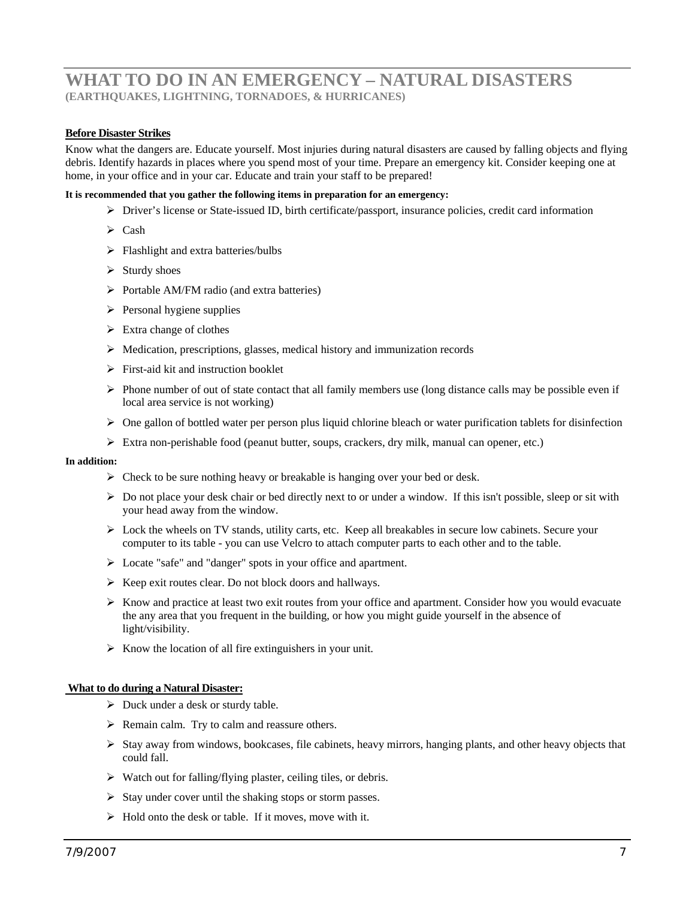# WHAT TO DO IN AN EMERGENCY – NATURAL DISASTERS

**(EARTHQUAKES, LIGHTNING, TORNADOES, & HURRICANES)**

**Before Disaster Strikes**

Know what the dangers are. Educate yourself. Most injuries during natural disasters are caused by falling objects and flying debris. Identify hazards in places where you spend most of your time. Prepare an emergency kit. Consider keeping one at home, in your office and in your car. Educate and train your staff to be prepared!

**It is recommended that you gather the following items in preparation for an emergency:**

- Driver's license or State-issued ID, birth certificate/passport, insurance policies, credit card information
- Cash
- Flashlight and extra batteries/bulbs
- Sturdy shoes
- Portable AM/FM radio (and extra batteries)
- Personal hygiene supplies
- Extra change of clothes
- Medication, prescriptions, glasses, medical history and immunization records
- First-aid kit and instruction booklet
- Phone number of out of state contact that all family members use (long distance calls may be possible even if local area service is not working)
- One gallon of bottled water per person plus liquid chlorine bleach or water purification tablets for disinfection
- Extra non-perishable food (peanut butter, soups, crackers, dry milk, manual can opener, etc.)

**In addition:**

- Check to be sure nothing heavy or breakable is hanging over your bed or desk.
- Do not place your desk chair or bed directly next to or under a window. If this isn't possible, sleep or sit with your head away from the window.
- Lock the wheels on TV stands, utility carts, etc. Keep all breakables in secure low cabinets. Secure your computer to its table - you can use Velcro to attach computer parts to each other and to the table.
- Locate "safe" and "danger" spots in your office and apartment.
- Keep exit routes clear. Do not block doors and hallways.
- Know and practice at least two exit routes from your office and apartment. Consider how you would evacuate the any area that you frequent in the building, or how you might guide yourself in the absence of light/visibility.
- Know the location of all fire extinguishers in your unit.

**What to do during a Natural Disaster:**

- Duck under a desk or sturdy table.
- Remain calm. Try to calm and reassure others.
- Stay away from windows, bookcases, file cabinets, heavy mirrors, hanging plants, and other heavy objects that could fall.
- Watch out for falling/flying plaster, ceiling tiles, or debris.
- Stay under cover until the shaking stops or storm passes.
- Hold onto the desk or table. If it moves, move with it.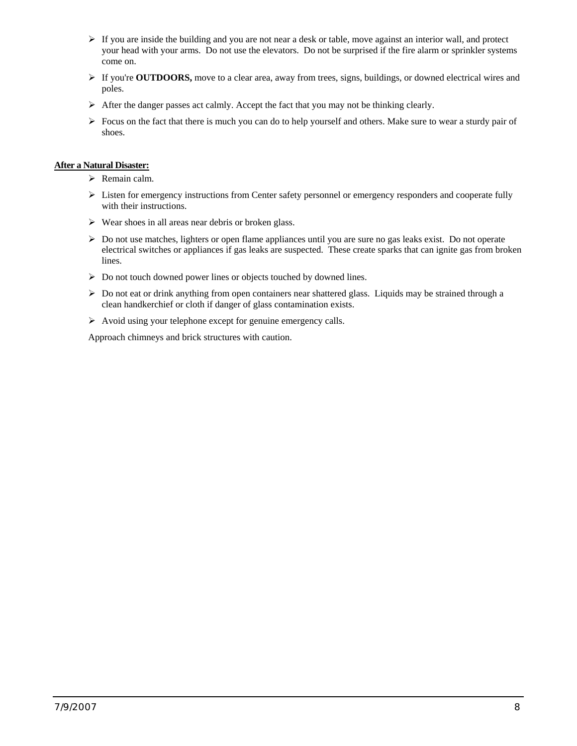- If you are inside the building and you are not near a desk or table, move against an interior wall, and protect your head with your arms. Do not use the elevators. Do not be surprised if the fire alarm or sprinkler systems come on.
- If you're **OUTDOORS,** move to a clear area, away from trees, signs, buildings, or downed electrical wires and poles.
- After the danger passes act calmly. Accept the fact that you may not be thinking clearly.
- Focus on the fact that there is much you can do to help yourself and others. Make sure to wear a sturdy pair of shoes.

**After a Natural Disaster:**

- Remain calm.
- Listen for emergency instructions from Center safety personnel or emergency responders and cooperate fully with their instructions.
- Wear shoes in all areas near debris or broken glass.
- Do not use matches, lighters or open flame appliances until you are sure no gas leaks exist. Do not operate electrical switches or appliances if gas leaks are suspected. These create sparks that can ignite gas from broken lines.
- Do not touch downed power lines or objects touched by downed lines.
- Do not eat or drink anything from open containers near shattered glass. Liquids may be strained through a clean handkerchief or cloth if danger of glass contamination exists.
- Avoid using your telephone except for genuine emergency calls.

Approach chimneys and brick structures with caution.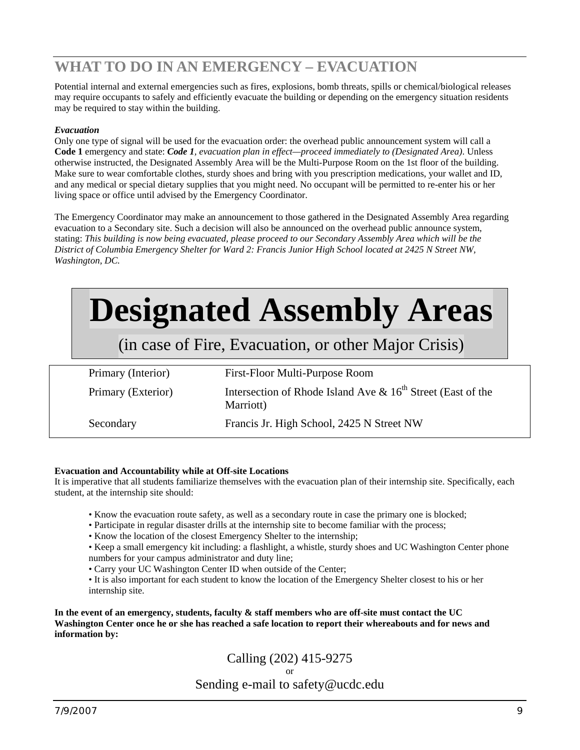# WHAT TO DO IN AN EMERGENCY – EVACUATION

Potential internal and external emergencies such as fires, explosions, bomb threats, spills or chemical/biological releases may require occupants to safely and efficiently evacuate the building or depending on the emergency situation residents may be required to stay within the building.

***Evacuation***

Only one type of signal will be used for the evacuation order: the overhead public announcement system will call a **Code 1** emergency and state: ***Code 1****, evacuation plan in effect—proceed immediately to (Designated Area)*. Unless otherwise instructed, the Designated Assembly Area will be the Multi-Purpose Room on the 1st floor of the building. Make sure to wear comfortable clothes, sturdy shoes and bring with you prescription medications, your wallet and ID, and any medical or special dietary supplies that you might need. No occupant will be permitted to re-enter his or her living space or office until advised by the Emergency Coordinator.

The Emergency Coordinator may make an announcement to those gathered in the Designated Assembly Area regarding evacuation to a Secondary site. Such a decision will also be announced on the overhead public announce system, stating: *This building is now being evacuated, please proceed to our Secondary Assembly Area which will be the District of Columbia Emergency Shelter for Ward 2: Francis Junior High School located at 2425 N Street NW, Washington, DC.*

# Designated Assembly Areas

(in case of Fire, Evacuation, or other Major Crisis)

| | |
|---|---|
| Primary (Interior) | First-Floor Multi-Purpose Room |
| Primary (Exterior) | Intersection of Rhode Island Ave & 16th Street (East of the Marriott) |
| Secondary | Francis Jr. High School, 2425 N Street NW |

**Evacuation and Accountability while at Off-site Locations**

It is imperative that all students familiarize themselves with the evacuation plan of their internship site. Specifically, each student, at the internship site should:

- Know the evacuation route safety, as well as a secondary route in case the primary one is blocked;
- Participate in regular disaster drills at the internship site to become familiar with the process;
- Know the location of the closest Emergency Shelter to the internship;
- Keep a small emergency kit including: a flashlight, a whistle, sturdy shoes and UC Washington Center phone numbers for your campus administrator and duty line;
- Carry your UC Washington Center ID when outside of the Center;
- It is also important for each student to know the location of the Emergency Shelter closest to his or her internship site.

**In the event of an emergency, students, faculty & staff members who are off-site must contact the UC Washington Center once he or she has reached a safe location to report their whereabouts and for news and information by:**

Calling (202) 415-9275

or

Sending e-mail to safety@ucdc.edu